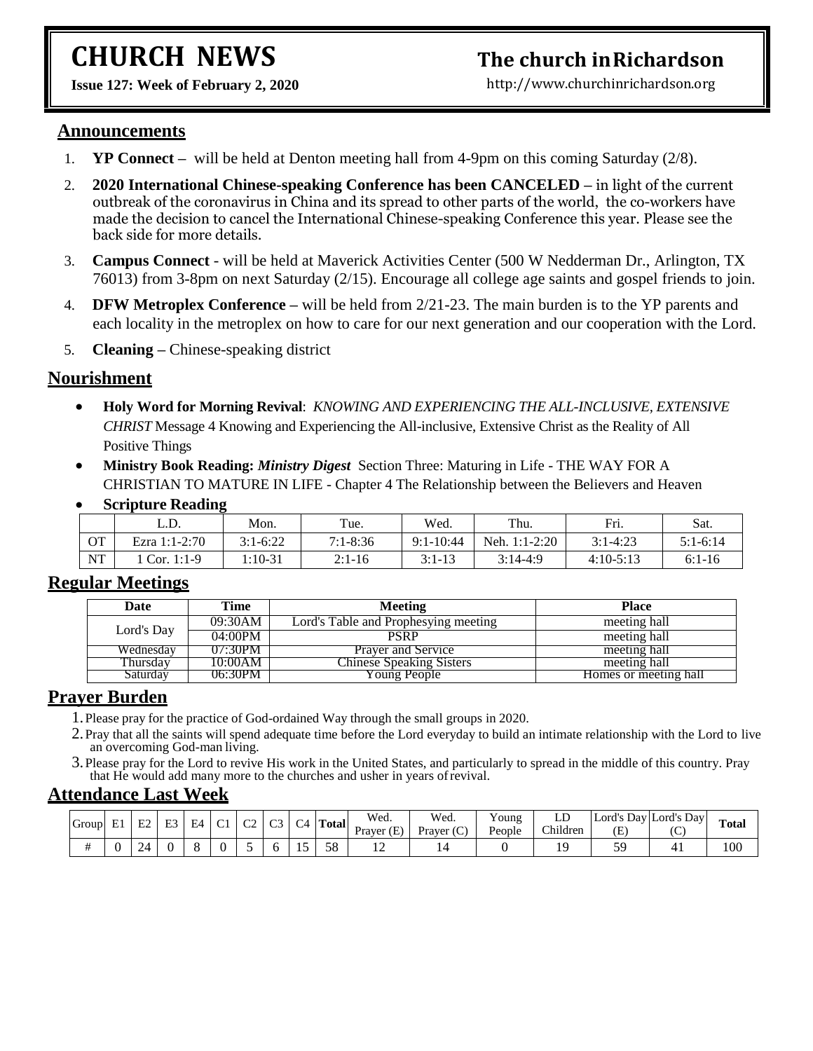# CHURCH NEWS

**Issue 127: Week of February 2, 2020**

# The church in Richardson

http://www.churchinrichardson.org

## Announcements

1. **YP Connect –** will be held at Denton meeting hall from 4-9pm on this coming Saturday (2/8).
2. **2020 International Chinese-speaking Conference has been CANCELED –** in light of the current outbreak of the coronavirus in China and its spread to other parts of the world, the co-workers have made the decision to cancel the International Chinese-speaking Conference this year. Please see the back side for more details.
3. **Campus Connect** - will be held at Maverick Activities Center (500 W Nedderman Dr., Arlington, TX 76013) from 3-8pm on next Saturday (2/15). Encourage all college age saints and gospel friends to join.
4. **DFW Metroplex Conference –** will be held from 2/21-23. The main burden is to the YP parents and each locality in the metroplex on how to care for our next generation and our cooperation with the Lord.
5. **Cleaning –** Chinese-speaking district

## Nourishment

- **Holy Word for Morning Revival**: *KNOWING AND EXPERIENCING THE ALL-INCLUSIVE, EXTENSIVE CHRIST* Message 4 Knowing and Experiencing the All-inclusive, Extensive Christ as the Reality of All Positive Things
- **Ministry Book Reading:** ***Ministry Digest*** Section Three: Maturing in Life - THE WAY FOR A CHRISTIAN TO MATURE IN LIFE - Chapter 4 The Relationship between the Believers and Heaven
- **Scripture Reading**

| | L.D. | Mon. | Tue. | Wed. | Thu. | Fri. | Sat. |
|---|---|---|---|---|---|---|---|
| OT | Ezra 1:1-2:70 | 3:1-6:22 | 7:1-8:36 | 9:1-10:44 | Neh. 1:1-2:20 | 3:1-4:23 | 5:1-6:14 |
| NT | 1 Cor. 1:1-9 | 1:10-31 | 2:1-16 | 3:1-13 | 3:14-4:9 | 4:10-5:13 | 6:1-16 |

## Regular Meetings

| Date | Time | Meeting | Place |
|---|---|---|---|
| Lord's Day | 09:30AM | Lord's Table and Prophesying meeting | meeting hall |
| | 04:00PM | PSRP | meeting hall |
| Wednesday | 07:30PM | Prayer and Service | meeting hall |
| Thursday | 10:00AM | Chinese Speaking Sisters | meeting hall |
| Saturday | 06:30PM | Young People | Homes or meeting hall |

## Prayer Burden

1. Please pray for the practice of God-ordained Way through the small groups in 2020.
2. Pray that all the saints will spend adequate time before the Lord everyday to build an intimate relationship with the Lord to live an overcoming God-man living.
3. Please pray for the Lord to revive His work in the United States, and particularly to spread in the middle of this country. Pray that He would add many more to the churches and usher in years of revival.

## Attendance Last Week

| Group | E1 | E2 | E3 | E4 | C1 | C2 | C3 | C4 | Total | Wed. Prayer (E) | Wed. Prayer (C) | Young People | LD Children | Lord's Day (E) | Lord's Day (C) | Total |
|---|---|---|---|---|---|---|---|---|---|---|---|---|---|---|---|---|
| # | 0 | 24 | 0 | 8 | 0 | 5 | 6 | 15 | 58 | 12 | 14 | 0 | 19 | 59 | 41 | 100 |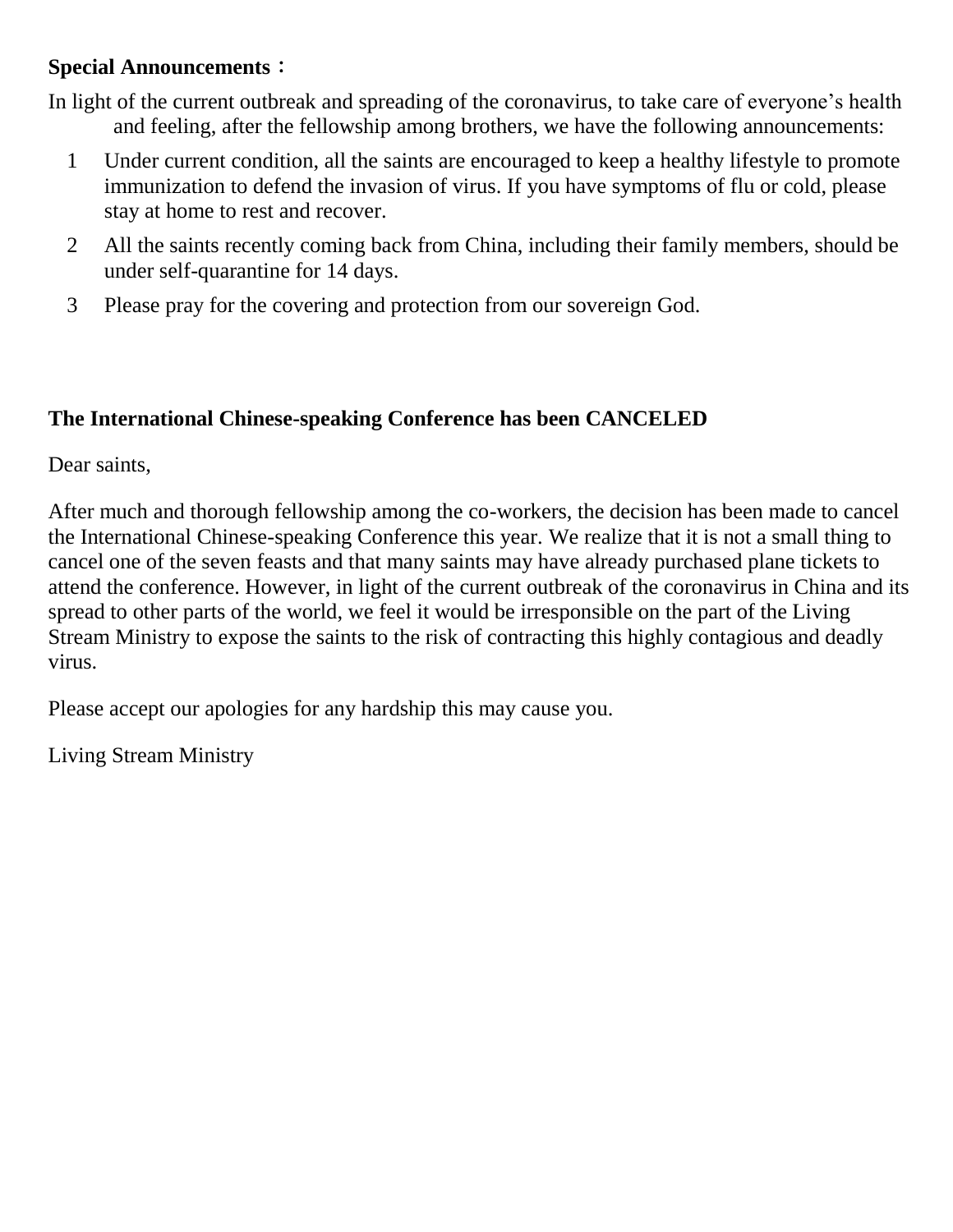**Special Announcements：**

In light of the current outbreak and spreading of the coronavirus, to take care of everyone's health and feeling, after the fellowship among brothers, we have the following announcements:

1. Under current condition, all the saints are encouraged to keep a healthy lifestyle to promote immunization to defend the invasion of virus. If you have symptoms of flu or cold, please stay at home to rest and recover.
2. All the saints recently coming back from China, including their family members, should be under self-quarantine for 14 days.
3. Please pray for the covering and protection from our sovereign God.

**The International Chinese-speaking Conference has been CANCELED**

Dear saints,

After much and thorough fellowship among the co-workers, the decision has been made to cancel the International Chinese-speaking Conference this year. We realize that it is not a small thing to cancel one of the seven feasts and that many saints may have already purchased plane tickets to attend the conference. However, in light of the current outbreak of the coronavirus in China and its spread to other parts of the world, we feel it would be irresponsible on the part of the Living Stream Ministry to expose the saints to the risk of contracting this highly contagious and deadly virus.

Please accept our apologies for any hardship this may cause you.

Living Stream Ministry